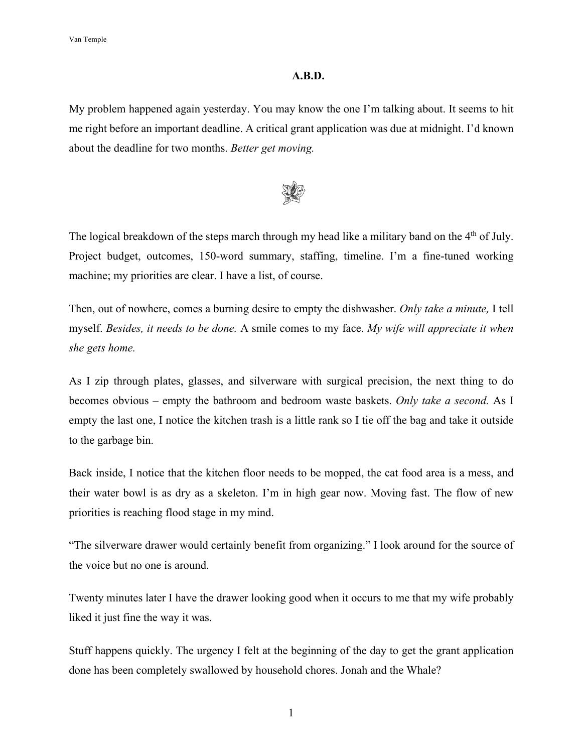# A.B.D.

My problem happened again yesterday. You may know the one I'm talking about. It seems to hit me right before an important deadline. A critical grant application was due at midnight. I'd known about the deadline for two months. *Better get moving.*

The logical breakdown of the steps march through my head like a military band on the 4th of July. Project budget, outcomes, 150-word summary, staffing, timeline. I'm a fine-tuned working machine; my priorities are clear. I have a list, of course.

Then, out of nowhere, comes a burning desire to empty the dishwasher. *Only take a minute,* I tell myself. *Besides, it needs to be done.* A smile comes to my face. *My wife will appreciate it when she gets home.*

As I zip through plates, glasses, and silverware with surgical precision, the next thing to do becomes obvious – empty the bathroom and bedroom waste baskets. *Only take a second.* As I empty the last one, I notice the kitchen trash is a little rank so I tie off the bag and take it outside to the garbage bin.

Back inside, I notice that the kitchen floor needs to be mopped, the cat food area is a mess, and their water bowl is as dry as a skeleton. I'm in high gear now. Moving fast. The flow of new priorities is reaching flood stage in my mind.

"The silverware drawer would certainly benefit from organizing." I look around for the source of the voice but no one is around.

Twenty minutes later I have the drawer looking good when it occurs to me that my wife probably liked it just fine the way it was.

Stuff happens quickly. The urgency I felt at the beginning of the day to get the grant application done has been completely swallowed by household chores. Jonah and the Whale?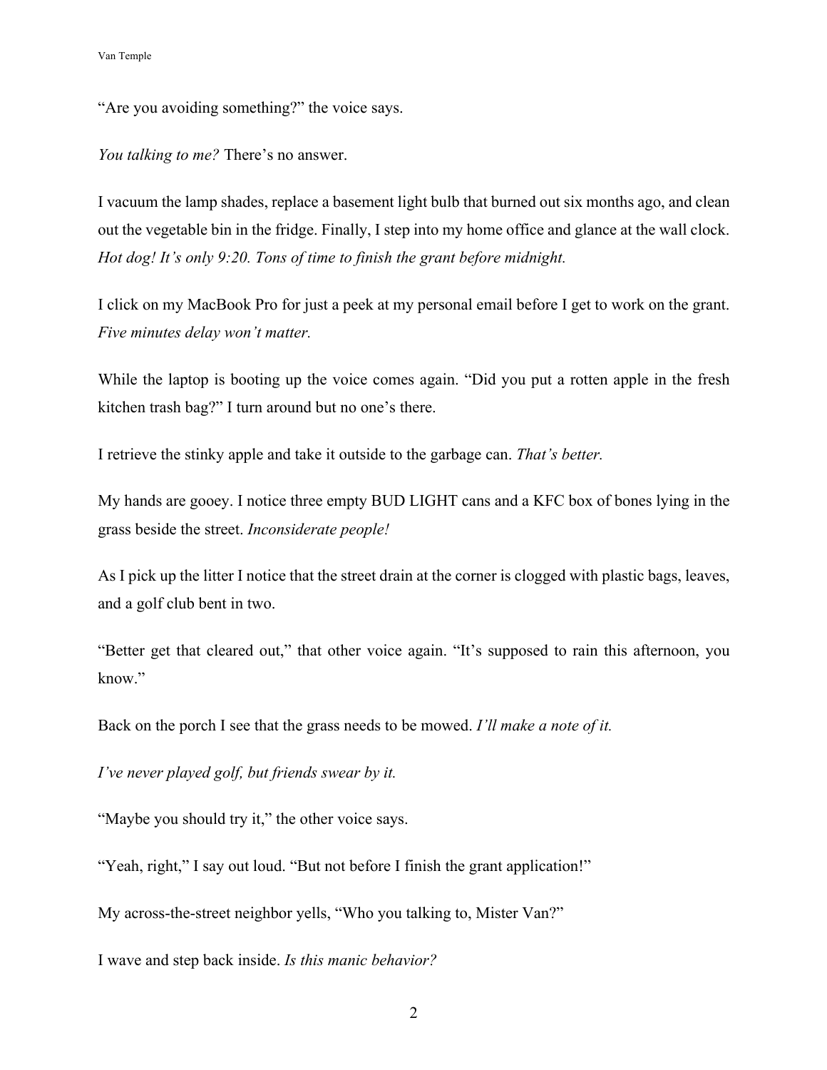"Are you avoiding something?" the voice says.

*You talking to me?* There's no answer.

I vacuum the lamp shades, replace a basement light bulb that burned out six months ago, and clean out the vegetable bin in the fridge. Finally, I step into my home office and glance at the wall clock. *Hot dog! It's only 9:20. Tons of time to finish the grant before midnight.*

I click on my MacBook Pro for just a peek at my personal email before I get to work on the grant. *Five minutes delay won't matter.*

While the laptop is booting up the voice comes again. "Did you put a rotten apple in the fresh kitchen trash bag?" I turn around but no one's there.

I retrieve the stinky apple and take it outside to the garbage can. *That's better.*

My hands are gooey. I notice three empty BUD LIGHT cans and a KFC box of bones lying in the grass beside the street. *Inconsiderate people!*

As I pick up the litter I notice that the street drain at the corner is clogged with plastic bags, leaves, and a golf club bent in two.

"Better get that cleared out," that other voice again. "It's supposed to rain this afternoon, you know."

Back on the porch I see that the grass needs to be mowed. *I'll make a note of it.*

*I've never played golf, but friends swear by it.*

"Maybe you should try it," the other voice says.

"Yeah, right," I say out loud. "But not before I finish the grant application!"

My across-the-street neighbor yells, "Who you talking to, Mister Van?"

I wave and step back inside. *Is this manic behavior?*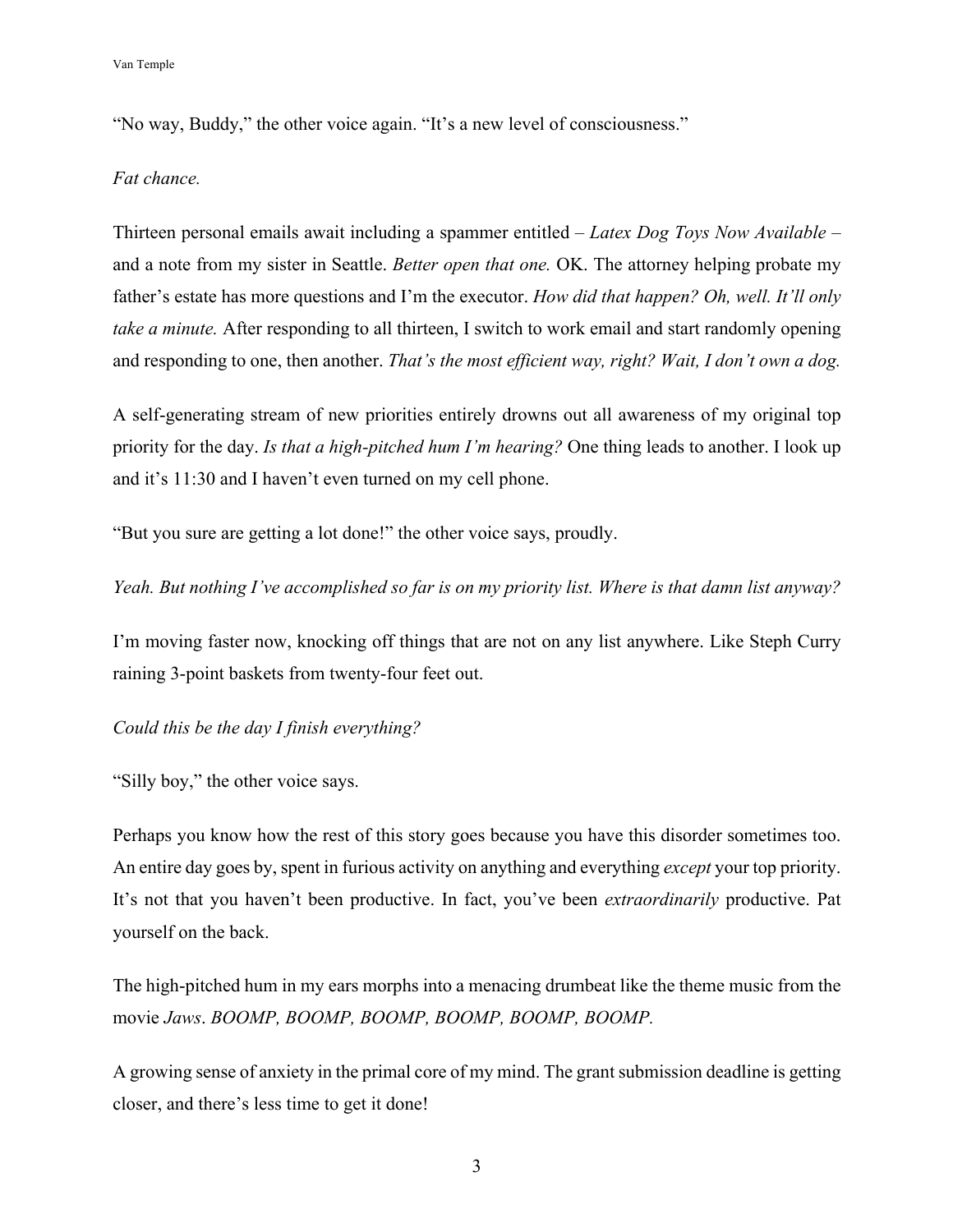"No way, Buddy," the other voice again. "It's a new level of consciousness."

*Fat chance.*

Thirteen personal emails await including a spammer entitled – *Latex Dog Toys Now Available* – and a note from my sister in Seattle. *Better open that one.* OK. The attorney helping probate my father's estate has more questions and I'm the executor. *How did that happen? Oh, well. It'll only take a minute.* After responding to all thirteen, I switch to work email and start randomly opening and responding to one, then another. *That's the most efficient way, right? Wait, I don't own a dog.*

A self-generating stream of new priorities entirely drowns out all awareness of my original top priority for the day. *Is that a high-pitched hum I'm hearing?* One thing leads to another. I look up and it's 11:30 and I haven't even turned on my cell phone.

"But you sure are getting a lot done!" the other voice says, proudly.

*Yeah. But nothing I've accomplished so far is on my priority list. Where is that damn list anyway?*

I'm moving faster now, knocking off things that are not on any list anywhere. Like Steph Curry raining 3-point baskets from twenty-four feet out.

*Could this be the day I finish everything?*

"Silly boy," the other voice says.

Perhaps you know how the rest of this story goes because you have this disorder sometimes too. An entire day goes by, spent in furious activity on anything and everything *except* your top priority. It's not that you haven't been productive. In fact, you've been *extraordinarily* productive. Pat yourself on the back.

The high-pitched hum in my ears morphs into a menacing drumbeat like the theme music from the movie *Jaws*. *BOOMP, BOOMP, BOOMP, BOOMP, BOOMP, BOOMP.*

A growing sense of anxiety in the primal core of my mind. The grant submission deadline is getting closer, and there's less time to get it done!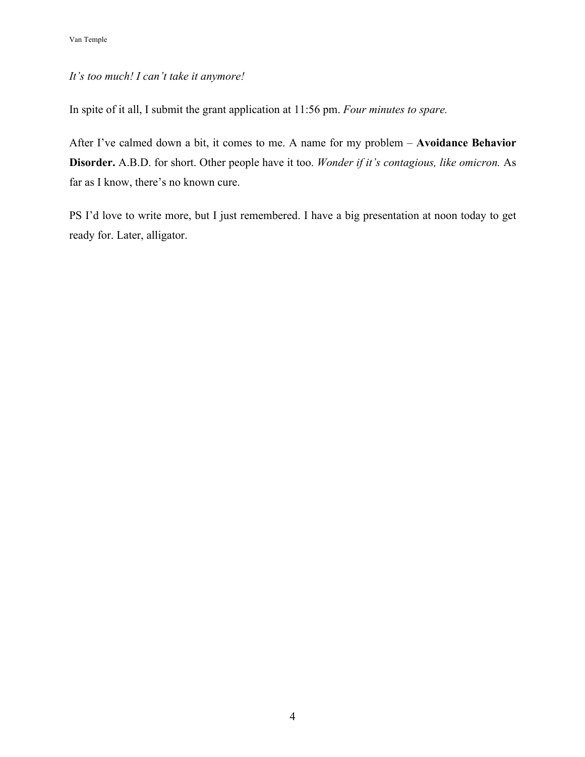*It's too much! I can't take it anymore!*

In spite of it all, I submit the grant application at 11:56 pm. *Four minutes to spare.*

After I've calmed down a bit, it comes to me. A name for my problem – **Avoidance Behavior Disorder.** A.B.D. for short. Other people have it too. *Wonder if it's contagious, like omicron.* As far as I know, there's no known cure.

PS I'd love to write more, but I just remembered. I have a big presentation at noon today to get ready for. Later, alligator.